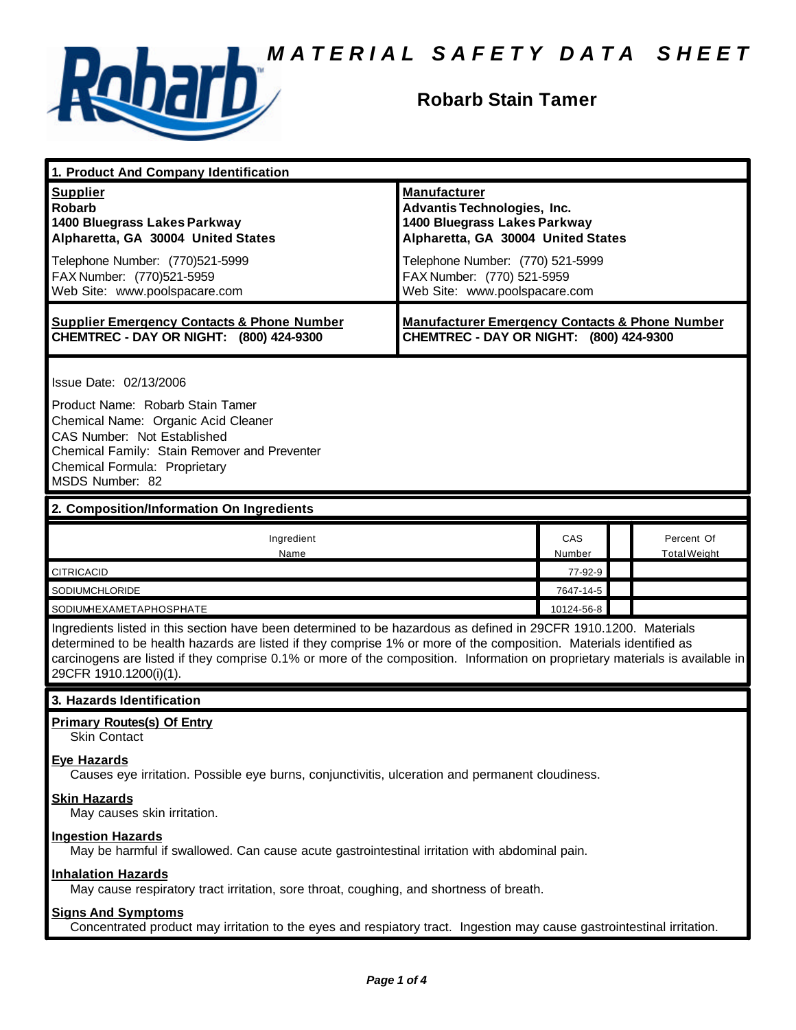# MATERIAL SAFETY DATA SHEET

## Robarb Stain Tamer

### 1. Product And Company Identification

| Supplier | Manufacturer |
|---|---|
| **Robarb**<br>**1400 Bluegrass Lakes Parkway**<br>**Alpharetta, GA 30004 United States** | **Advantis Technologies, Inc.**<br>**1400 Bluegrass Lakes Parkway**<br>**Alpharetta, GA 30004 United States** |
| Telephone Number: (770)521-5999<br>FAX Number: (770)521-5959<br>Web Site: www.poolspacare.com | Telephone Number: (770) 521-5999<br>FAX Number: (770) 521-5959<br>Web Site: www.poolspacare.com |

| Supplier Emergency Contacts & Phone Number | Manufacturer Emergency Contacts & Phone Number |
|---|---|
| **CHEMTREC - DAY OR NIGHT: (800) 424-9300** | **CHEMTREC - DAY OR NIGHT: (800) 424-9300** |

Issue Date: 02/13/2006

Product Name: Robarb Stain Tamer
Chemical Name: Organic Acid Cleaner
CAS Number: Not Established
Chemical Family: Stain Remover and Preventer
Chemical Formula: Proprietary
MSDS Number: 82

### 2. Composition/Information On Ingredients

| Ingredient Name | CAS Number | | Percent Of Total Weight |
|---|---|---|---|
| CITRICACID | 77-92-9 | | |
| SODIUMCHLORIDE | 7647-14-5 | | |
| SODIUMHEXAMETAPHOSPHATE | 10124-56-8 | | |

Ingredients listed in this section have been determined to be hazardous as defined in 29CFR 1910.1200. Materials determined to be health hazards are listed if they comprise 1% or more of the composition. Materials identified as carcinogens are listed if they comprise 0.1% or more of the composition. Information on proprietary materials is available in 29CFR 1910.1200(i)(1).

### 3. Hazards Identification

**Primary Routes(s) Of Entry**
Skin Contact

**Eye Hazards**
Causes eye irritation. Possible eye burns, conjunctivitis, ulceration and permanent cloudiness.

**Skin Hazards**
May causes skin irritation.

**Ingestion Hazards**
May be harmful if swallowed. Can cause acute gastrointestinal irritation with abdominal pain.

**Inhalation Hazards**
May cause respiratory tract irritation, sore throat, coughing, and shortness of breath.

**Signs And Symptoms**
Concentrated product may irritation to the eyes and respiatory tract. Ingestion may cause gastrointestinal irritation.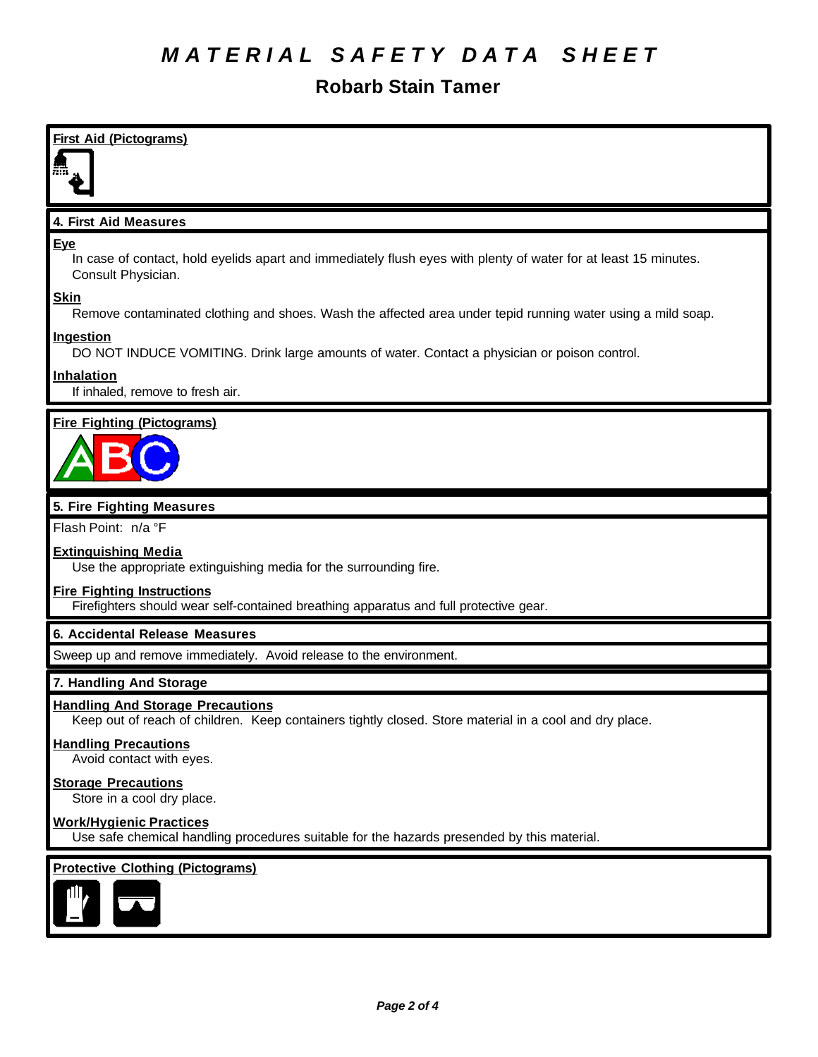# MATERIAL SAFETY DATA SHEET

## Robarb Stain Tamer

**First Aid (Pictograms)**

### 4. First Aid Measures

**Eye**

In case of contact, hold eyelids apart and immediately flush eyes with plenty of water for at least 15 minutes. Consult Physician.

**Skin**

Remove contaminated clothing and shoes. Wash the affected area under tepid running water using a mild soap.

**Ingestion**

DO NOT INDUCE VOMITING. Drink large amounts of water. Contact a physician or poison control.

**Inhalation**

If inhaled, remove to fresh air.

**Fire Fighting (Pictograms)**

### 5. Fire Fighting Measures

Flash Point: n/a °F

**Extinguishing Media**

Use the appropriate extinguishing media for the surrounding fire.

**Fire Fighting Instructions**

Firefighters should wear self-contained breathing apparatus and full protective gear.

### 6. Accidental Release Measures

Sweep up and remove immediately. Avoid release to the environment.

### 7. Handling And Storage

**Handling And Storage Precautions**

Keep out of reach of children. Keep containers tightly closed. Store material in a cool and dry place.

**Handling Precautions**

Avoid contact with eyes.

**Storage Precautions**

Store in a cool dry place.

**Work/Hygienic Practices**

Use safe chemical handling procedures suitable for the hazards presended by this material.

**Protective Clothing (Pictograms)**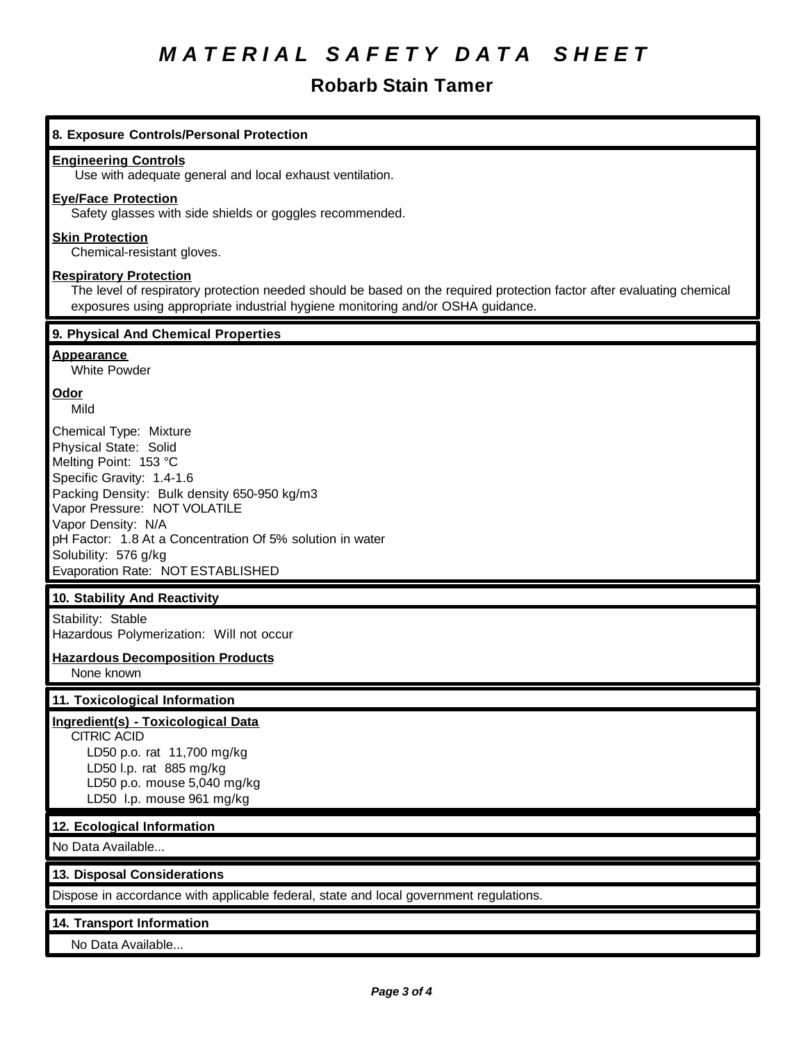# MATERIAL SAFETY DATA SHEET

## Robarb Stain Tamer

### 8. Exposure Controls/Personal Protection

**Engineering Controls**
Use with adequate general and local exhaust ventilation.

**Eye/Face Protection**
Safety glasses with side shields or goggles recommended.

**Skin Protection**
Chemical-resistant gloves.

**Respiratory Protection**
The level of respiratory protection needed should be based on the required protection factor after evaluating chemical exposures using appropriate industrial hygiene monitoring and/or OSHA guidance.

### 9. Physical And Chemical Properties

**Appearance**
White Powder

**Odor**
Mild

Chemical Type: Mixture
Physical State: Solid
Melting Point: 153 °C
Specific Gravity: 1.4-1.6
Packing Density: Bulk density 650-950 kg/m3
Vapor Pressure: NOT VOLATILE
Vapor Density: N/A
pH Factor: 1.8 At a Concentration Of 5% solution in water
Solubility: 576 g/kg
Evaporation Rate: NOT ESTABLISHED

### 10. Stability And Reactivity

Stability: Stable
Hazardous Polymerization: Will not occur

**Hazardous Decomposition Products**
None known

### 11. Toxicological Information

**Ingredient(s) - Toxicological Data**
CITRIC ACID
- LD50 p.o. rat 11,700 mg/kg
- LD50 l.p. rat 885 mg/kg
- LD50 p.o. mouse 5,040 mg/kg
- LD50 l.p. mouse 961 mg/kg

### 12. Ecological Information

No Data Available...

### 13. Disposal Considerations

Dispose in accordance with applicable federal, state and local government regulations.

### 14. Transport Information

No Data Available...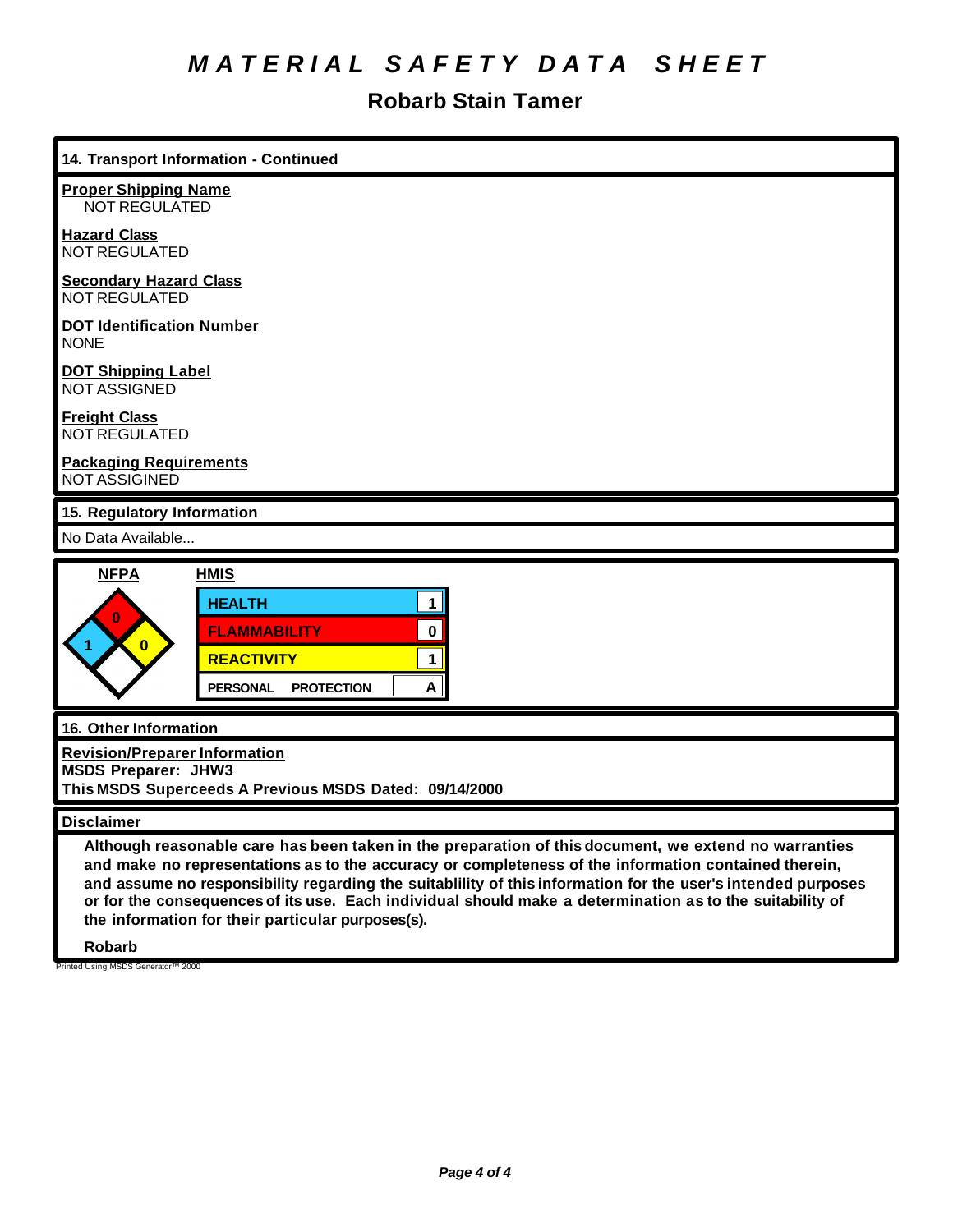# MATERIAL SAFETY DATA SHEET

## Robarb Stain Tamer

### 14. Transport Information - Continued

**Proper Shipping Name**
NOT REGULATED

**Hazard Class**
NOT REGULATED

**Secondary Hazard Class**
NOT REGULATED

**DOT Identification Number**
NONE

**DOT Shipping Label**
NOT ASSIGNED

**Freight Class**
NOT REGULATED

**Packaging Requirements**
NOT ASSIGINED

### 15. Regulatory Information

No Data Available...

**NFPA**

Flammability (top): 0
Health (left): 1
Reactivity (right): 0

**HMIS**

| | |
|---|---|
| HEALTH | 1 |
| FLAMMABILITY | 0 |
| REACTIVITY | 1 |
| PERSONAL PROTECTION | A |

### 16. Other Information

**Revision/Preparer Information**
**MSDS Preparer: JHW3**
**This MSDS Superceeds A Previous MSDS Dated: 09/14/2000**

### Disclaimer

**Although reasonable care has been taken in the preparation of this document, we extend no warranties and make no representations as to the accuracy or completeness of the information contained therein, and assume no responsibility regarding the suitablility of this information for the user's intended purposes or for the consequences of its use. Each individual should make a determination as to the suitability of the information for their particular purposes(s).**

**Robarb**

Printed Using MSDS Generator™ 2000